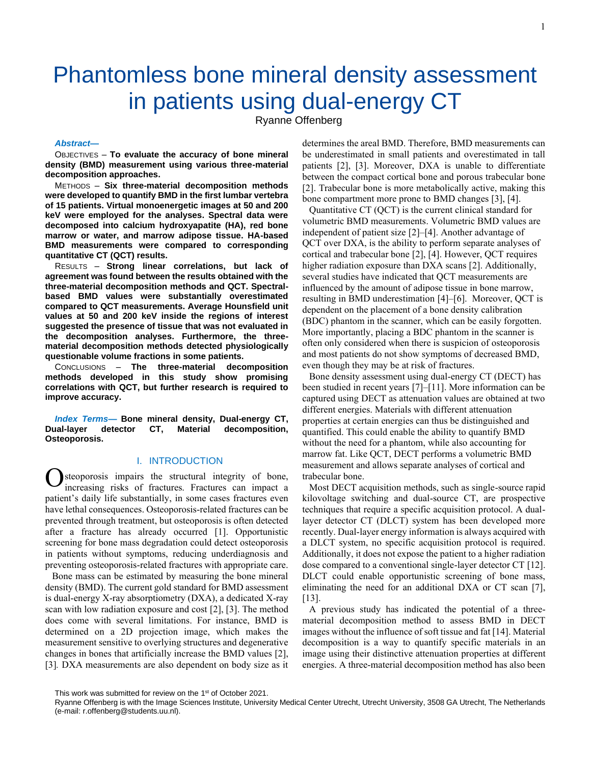# Phantomless bone mineral density assessment in patients using dual-energy CT

Ryanne Offenberg

***Abstract*—**

OBJECTIVES – **To evaluate the accuracy of bone mineral density (BMD) measurement using various three-material decomposition approaches.**

METHODS – **Six three-material decomposition methods were developed to quantify BMD in the first lumbar vertebra of 15 patients. Virtual monoenergetic images at 50 and 200 keV were employed for the analyses. Spectral data were decomposed into calcium hydroxyapatite (HA), red bone marrow or water, and marrow adipose tissue. HA-based BMD measurements were compared to corresponding quantitative CT (QCT) results.**

RESULTS – **Strong linear correlations, but lack of agreement was found between the results obtained with the three-material decomposition methods and QCT. Spectral-based BMD values were substantially overestimated compared to QCT measurements. Average Hounsfield unit values at 50 and 200 keV inside the regions of interest suggested the presence of tissue that was not evaluated in the decomposition analyses. Furthermore, the three-material decomposition methods detected physiologically questionable volume fractions in some patients.**

CONCLUSIONS – **The three-material decomposition methods developed in this study show promising correlations with QCT, but further research is required to improve accuracy.**

***Index Terms*— Bone mineral density, Dual-energy CT, Dual-layer detector CT, Material decomposition, Osteoporosis.**

## I. INTRODUCTION

Osteoporosis impairs the structural integrity of bone, increasing risks of fractures. Fractures can impact a patient's daily life substantially, in some cases fractures even have lethal consequences. Osteoporosis-related fractures can be prevented through treatment, but osteoporosis is often detected after a fracture has already occurred [1]. Opportunistic screening for bone mass degradation could detect osteoporosis in patients without symptoms, reducing underdiagnosis and preventing osteoporosis-related fractures with appropriate care.

Bone mass can be estimated by measuring the bone mineral density (BMD). The current gold standard for BMD assessment is dual-energy X-ray absorptiometry (DXA), a dedicated X-ray scan with low radiation exposure and cost [2], [3]. The method does come with several limitations. For instance, BMD is determined on a 2D projection image, which makes the measurement sensitive to overlying structures and degenerative changes in bones that artificially increase the BMD values [2], [3]. DXA measurements are also dependent on body size as it determines the areal BMD. Therefore, BMD measurements can be underestimated in small patients and overestimated in tall patients [2], [3]. Moreover, DXA is unable to differentiate between the compact cortical bone and porous trabecular bone [2]. Trabecular bone is more metabolically active, making this bone compartment more prone to BMD changes [3], [4].

Quantitative CT (QCT) is the current clinical standard for volumetric BMD measurements. Volumetric BMD values are independent of patient size [2]–[4]. Another advantage of QCT over DXA, is the ability to perform separate analyses of cortical and trabecular bone [2], [4]. However, QCT requires higher radiation exposure than DXA scans [2]. Additionally, several studies have indicated that QCT measurements are influenced by the amount of adipose tissue in bone marrow, resulting in BMD underestimation [4]–[6]. Moreover, QCT is dependent on the placement of a bone density calibration (BDC) phantom in the scanner, which can be easily forgotten. More importantly, placing a BDC phantom in the scanner is often only considered when there is suspicion of osteoporosis and most patients do not show symptoms of decreased BMD, even though they may be at risk of fractures.

Bone density assessment using dual-energy CT (DECT) has been studied in recent years [7]–[11]. More information can be captured using DECT as attenuation values are obtained at two different energies. Materials with different attenuation properties at certain energies can thus be distinguished and quantified. This could enable the ability to quantify BMD without the need for a phantom, while also accounting for marrow fat. Like QCT, DECT performs a volumetric BMD measurement and allows separate analyses of cortical and trabecular bone.

Most DECT acquisition methods, such as single-source rapid kilovoltage switching and dual-source CT, are prospective techniques that require a specific acquisition protocol. A dual-layer detector CT (DLCT) system has been developed more recently. Dual-layer energy information is always acquired with a DLCT system, no specific acquisition protocol is required. Additionally, it does not expose the patient to a higher radiation dose compared to a conventional single-layer detector CT [12]. DLCT could enable opportunistic screening of bone mass, eliminating the need for an additional DXA or CT scan [7], [13].

A previous study has indicated the potential of a three-material decomposition method to assess BMD in DECT images without the influence of soft tissue and fat [14]. Material decomposition is a way to quantify specific materials in an image using their distinctive attenuation properties at different energies. A three-material decomposition method has also been

This work was submitted for review on the 1st of October 2021.

Ryanne Offenberg is with the Image Sciences Institute, University Medical Center Utrecht, Utrecht University, 3508 GA Utrecht, The Netherlands (e-mail: r.offenberg@students.uu.nl).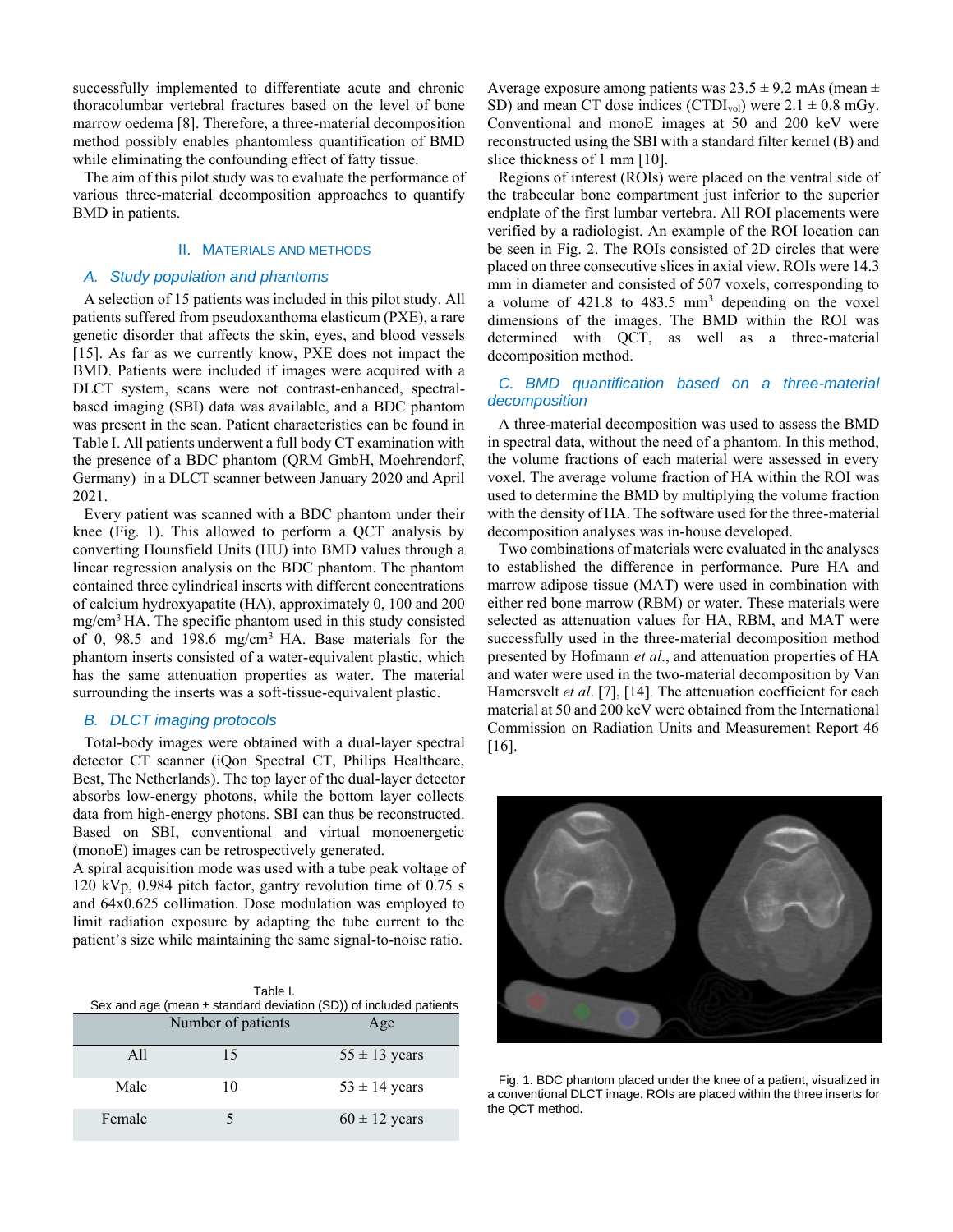successfully implemented to differentiate acute and chronic thoracolumbar vertebral fractures based on the level of bone marrow oedema [8]. Therefore, a three-material decomposition method possibly enables phantomless quantification of BMD while eliminating the confounding effect of fatty tissue.

The aim of this pilot study was to evaluate the performance of various three-material decomposition approaches to quantify BMD in patients.

## II. Materials and Methods

### A. Study population and phantoms

A selection of 15 patients was included in this pilot study. All patients suffered from pseudoxanthoma elasticum (PXE), a rare genetic disorder that affects the skin, eyes, and blood vessels [15]. As far as we currently know, PXE does not impact the BMD. Patients were included if images were acquired with a DLCT system, scans were not contrast-enhanced, spectral-based imaging (SBI) data was available, and a BDC phantom was present in the scan. Patient characteristics can be found in Table I. All patients underwent a full body CT examination with the presence of a BDC phantom (QRM GmbH, Moehrendorf, Germany) in a DLCT scanner between January 2020 and April 2021.

Every patient was scanned with a BDC phantom under their knee (Fig. 1). This allowed to perform a QCT analysis by converting Hounsfield Units (HU) into BMD values through a linear regression analysis on the BDC phantom. The phantom contained three cylindrical inserts with different concentrations of calcium hydroxyapatite (HA), approximately 0, 100 and 200 mg/cm$^3$ HA. The specific phantom used in this study consisted of 0, 98.5 and 198.6 mg/cm$^3$ HA. Base materials for the phantom inserts consisted of a water-equivalent plastic, which has the same attenuation properties as water. The material surrounding the inserts was a soft-tissue-equivalent plastic.

### B. DLCT imaging protocols

Total-body images were obtained with a dual-layer spectral detector CT scanner (iQon Spectral CT, Philips Healthcare, Best, The Netherlands). The top layer of the dual-layer detector absorbs low-energy photons, while the bottom layer collects data from high-energy photons. SBI can thus be reconstructed. Based on SBI, conventional and virtual monoenergetic (monoE) images can be retrospectively generated.

A spiral acquisition mode was used with a tube peak voltage of 120 kVp, 0.984 pitch factor, gantry revolution time of 0.75 s and 64x0.625 collimation. Dose modulation was employed to limit radiation exposure by adapting the tube current to the patient's size while maintaining the same signal-to-noise ratio.

Table I.
Sex and age (mean ± standard deviation (SD)) of included patients

| | Number of patients | Age |
|---|---|---|
| All | 15 | 55 ± 13 years |
| Male | 10 | 53 ± 14 years |
| Female | 5 | 60 ± 12 years |

Average exposure among patients was 23.5 ± 9.2 mAs (mean ± SD) and mean CT dose indices ($CTDI_{vol}$) were 2.1 ± 0.8 mGy. Conventional and monoE images at 50 and 200 keV were reconstructed using the SBI with a standard filter kernel (B) and slice thickness of 1 mm [10].

Regions of interest (ROIs) were placed on the ventral side of the trabecular bone compartment just inferior to the superior endplate of the first lumbar vertebra. All ROI placements were verified by a radiologist. An example of the ROI location can be seen in Fig. 2. The ROIs consisted of 2D circles that were placed on three consecutive slices in axial view. ROIs were 14.3 mm in diameter and consisted of 507 voxels, corresponding to a volume of 421.8 to 483.5 mm$^3$ depending on the voxel dimensions of the images. The BMD within the ROI was determined with QCT, as well as a three-material decomposition method.

### C. BMD quantification based on a three-material decomposition

A three-material decomposition was used to assess the BMD in spectral data, without the need of a phantom. In this method, the volume fractions of each material were assessed in every voxel. The average volume fraction of HA within the ROI was used to determine the BMD by multiplying the volume fraction with the density of HA. The software used for the three-material decomposition analyses was in-house developed.

Two combinations of materials were evaluated in the analyses to established the difference in performance. Pure HA and marrow adipose tissue (MAT) were used in combination with either red bone marrow (RBM) or water. These materials were selected as attenuation values for HA, RBM, and MAT were successfully used in the three-material decomposition method presented by Hofmann *et al*., and attenuation properties of HA and water were used in the two-material decomposition by Van Hamersvelt *et al*. [7], [14]. The attenuation coefficient for each material at 50 and 200 keV were obtained from the International Commission on Radiation Units and Measurement Report 46 [16].

Fig. 1. BDC phantom placed under the knee of a patient, visualized in a conventional DLCT image. ROIs are placed within the three inserts for the QCT method.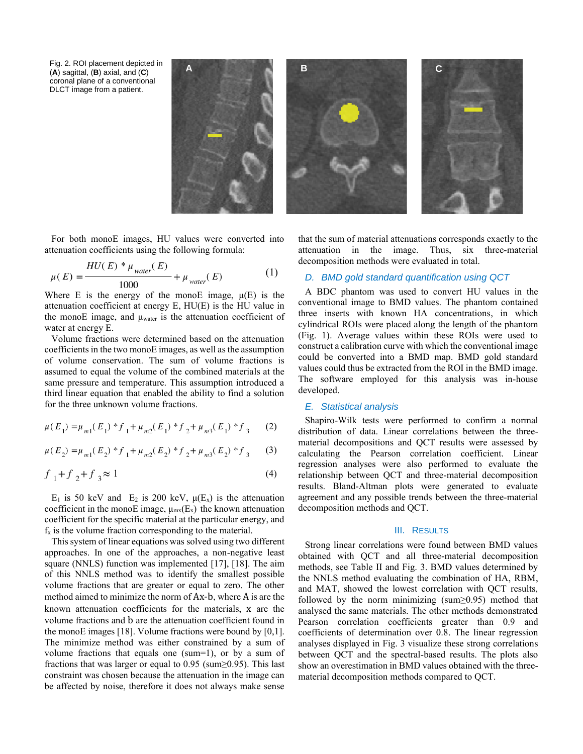Fig. 2. ROI placement depicted in (**A**) sagittal, (**B**) axial, and (**C**) coronal plane of a conventional DLCT image from a patient.

For both monoE images, HU values were converted into attenuation coefficients using the following formula:

$$\mu(E) = \frac{HU(E) * \mu_{water}(E)}{1000} + \mu_{water}(E) \quad (1)$$

Where E is the energy of the monoE image, μ(E) is the attenuation coefficient at energy E, HU(E) is the HU value in the monoE image, and $\mu_{water}$ is the attenuation coefficient of water at energy E.

Volume fractions were determined based on the attenuation coefficients in the two monoE images, as well as the assumption of volume conservation. The sum of volume fractions is assumed to equal the volume of the combined materials at the same pressure and temperature. This assumption introduced a third linear equation that enabled the ability to find a solution for the three unknown volume fractions.

$$\mu(E_1) = \mu_{m1}(E_1) * f_1 + \mu_{m2}(E_1) * f_2 + \mu_{m3}(E_1) * f_3 \quad (2)$$

$$\mu(E_2) = \mu_{m1}(E_2) * f_1 + \mu_{m2}(E_2) * f_2 + \mu_{m3}(E_2) * f_3 \quad (3)$$

$$f_1 + f_2 + f_3 \approx 1 \quad (4)$$

$E_1$ is 50 keV and $E_2$ is 200 keV, $\mu(E_x)$ is the attenuation coefficient in the monoE image, $\mu_{mx}(E_x)$ the known attenuation coefficient for the specific material at the particular energy, and $f_x$ is the volume fraction corresponding to the material.

This system of linear equations was solved using two different approaches. In one of the approaches, a non-negative least square (NNLS) function was implemented [17], [18]. The aim of this NNLS method was to identify the smallest possible volume fractions that are greater or equal to zero. The other method aimed to minimize the norm of Ax-b, where A is are the known attenuation coefficients for the materials, x are the volume fractions and b are the attenuation coefficient found in the monoE images [18]. Volume fractions were bound by [0,1]. The minimize method was either constrained by a sum of volume fractions that equals one (sum=1), or by a sum of fractions that was larger or equal to 0.95 (sum≥0.95). This last constraint was chosen because the attenuation in the image can be affected by noise, therefore it does not always make sense that the sum of material attenuations corresponds exactly to the attenuation in the image. Thus, six three-material decomposition methods were evaluated in total.

### *D. BMD gold standard quantification using QCT*

A BDC phantom was used to convert HU values in the conventional image to BMD values. The phantom contained three inserts with known HA concentrations, in which cylindrical ROIs were placed along the length of the phantom (Fig. 1). Average values within these ROIs were used to construct a calibration curve with which the conventional image could be converted into a BMD map. BMD gold standard values could thus be extracted from the ROI in the BMD image. The software employed for this analysis was in-house developed.

### *E. Statistical analysis*

Shapiro-Wilk tests were performed to confirm a normal distribution of data. Linear correlations between the three-material decompositions and QCT results were assessed by calculating the Pearson correlation coefficient. Linear regression analyses were also performed to evaluate the relationship between QCT and three-material decomposition results. Bland-Altman plots were generated to evaluate agreement and any possible trends between the three-material decomposition methods and QCT.

## III. Results

Strong linear correlations were found between BMD values obtained with QCT and all three-material decomposition methods, see Table II and Fig. 3. BMD values determined by the NNLS method evaluating the combination of HA, RBM, and MAT, showed the lowest correlation with QCT results, followed by the norm minimizing (sum≥0.95) method that analysed the same materials. The other methods demonstrated Pearson correlation coefficients greater than 0.9 and coefficients of determination over 0.8. The linear regression analyses displayed in Fig. 3 visualize these strong correlations between QCT and the spectral-based results. The plots also show an overestimation in BMD values obtained with the three-material decomposition methods compared to QCT.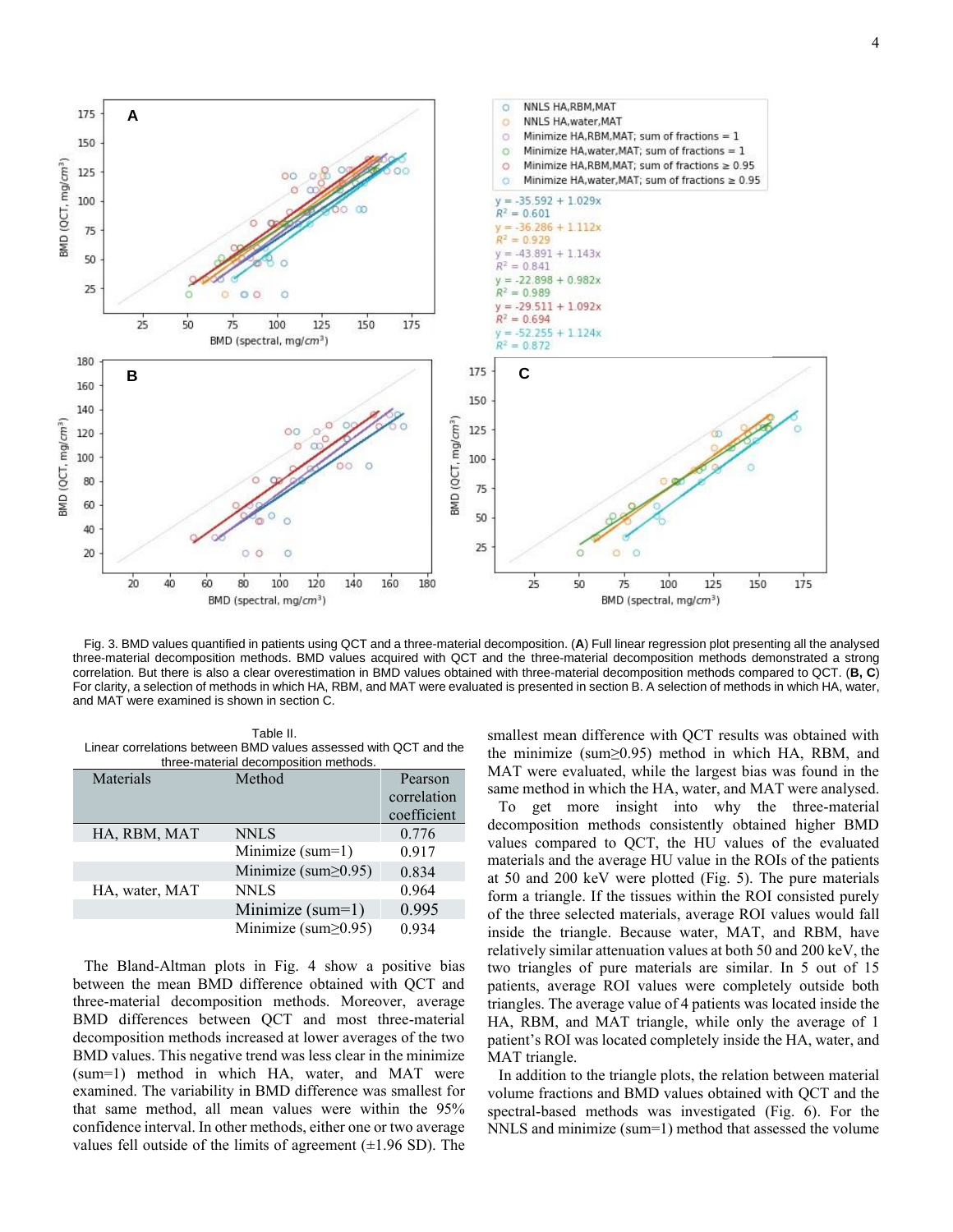Fig. 3. BMD values quantified in patients using QCT and a three-material decomposition. (**A**) Full linear regression plot presenting all the analysed three-material decomposition methods. BMD values acquired with QCT and the three-material decomposition methods demonstrated a strong correlation. But there is also a clear overestimation in BMD values obtained with three-material decomposition methods compared to QCT. (**B, C**) For clarity, a selection of methods in which HA, RBM, and MAT were evaluated is presented in section B. A selection of methods in which HA, water, and MAT were examined is shown in section C.

Table II.
Linear correlations between BMD values assessed with QCT and the three-material decomposition methods.

| Materials | Method | Pearson correlation coefficient |
|---|---|---|
| HA, RBM, MAT | NNLS | 0.776 |
| | Minimize (sum=1) | 0.917 |
| | Minimize (sum≥0.95) | 0.834 |
| HA, water, MAT | NNLS | 0.964 |
| | Minimize (sum=1) | 0.995 |
| | Minimize (sum≥0.95) | 0.934 |

The Bland-Altman plots in Fig. 4 show a positive bias between the mean BMD difference obtained with QCT and three-material decomposition methods. Moreover, average BMD differences between QCT and most three-material decomposition methods increased at lower averages of the two BMD values. This negative trend was less clear in the minimize (sum=1) method in which HA, water, and MAT were examined. The variability in BMD difference was smallest for that same method, as all mean values were within the 95% confidence interval. In other methods, either one or two average values fell outside of the limits of agreement (±1.96 SD). The smallest mean difference with QCT results was obtained with the minimize (sum≥0.95) method in which HA, RBM, and MAT were evaluated, while the largest bias was found in the same method in which the HA, water, and MAT were analysed.

To get more insight into why the three-material decomposition methods consistently obtained higher BMD values compared to QCT, the HU values of the evaluated materials and the average HU value in the ROIs of the patients at 50 and 200 keV were plotted (Fig. 5). The pure materials form a triangle. If the tissues within the ROI consisted purely of the three selected materials, average ROI values would fall inside the triangle. Because water, MAT, and RBM, have relatively similar attenuation values at both 50 and 200 keV, the two triangles of pure materials are similar. In 5 out of 15 patients, average ROI values were completely outside both triangles. The average value of 4 patients was located inside the HA, RBM, and MAT triangle, while only the average of 1 patient's ROI was located completely inside the HA, water, and MAT triangle.

In addition to the triangle plots, the relation between material volume fractions and BMD values obtained with QCT and the spectral-based methods was investigated (Fig. 6). For the NNLS and minimize (sum=1) method that assessed the volume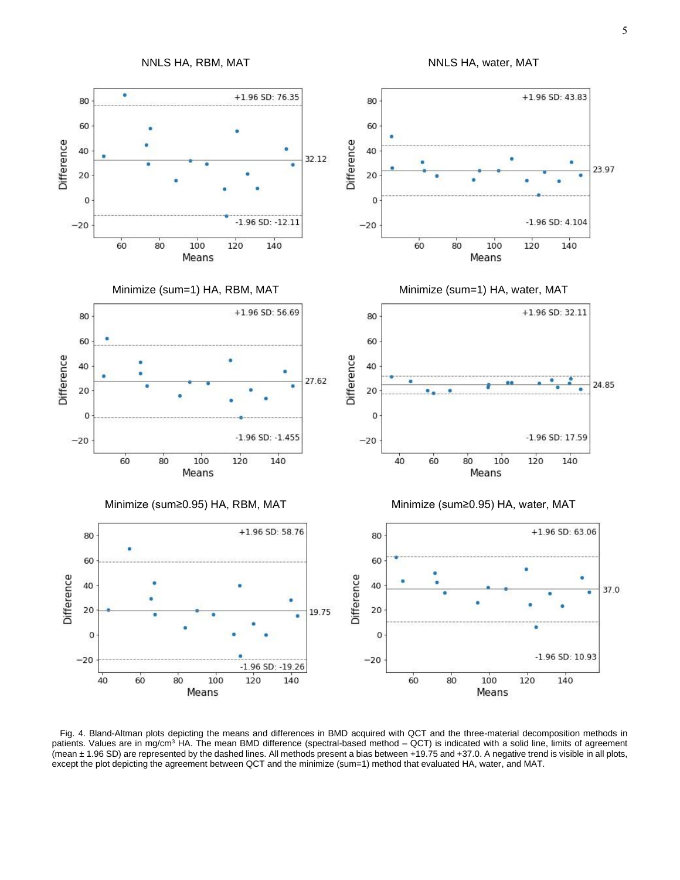Fig. 4. Bland-Altman plots depicting the means and differences in BMD acquired with QCT and the three-material decomposition methods in patients. Values are in mg/cm[3] HA. The mean BMD difference (spectral-based method – QCT) is indicated with a solid line, limits of agreement (mean ± 1.96 SD) are represented by the dashed lines. All methods present a bias between +19.75 and +37.0. A negative trend is visible in all plots, except the plot depicting the agreement between QCT and the minimize (sum=1) method that evaluated HA, water, and MAT.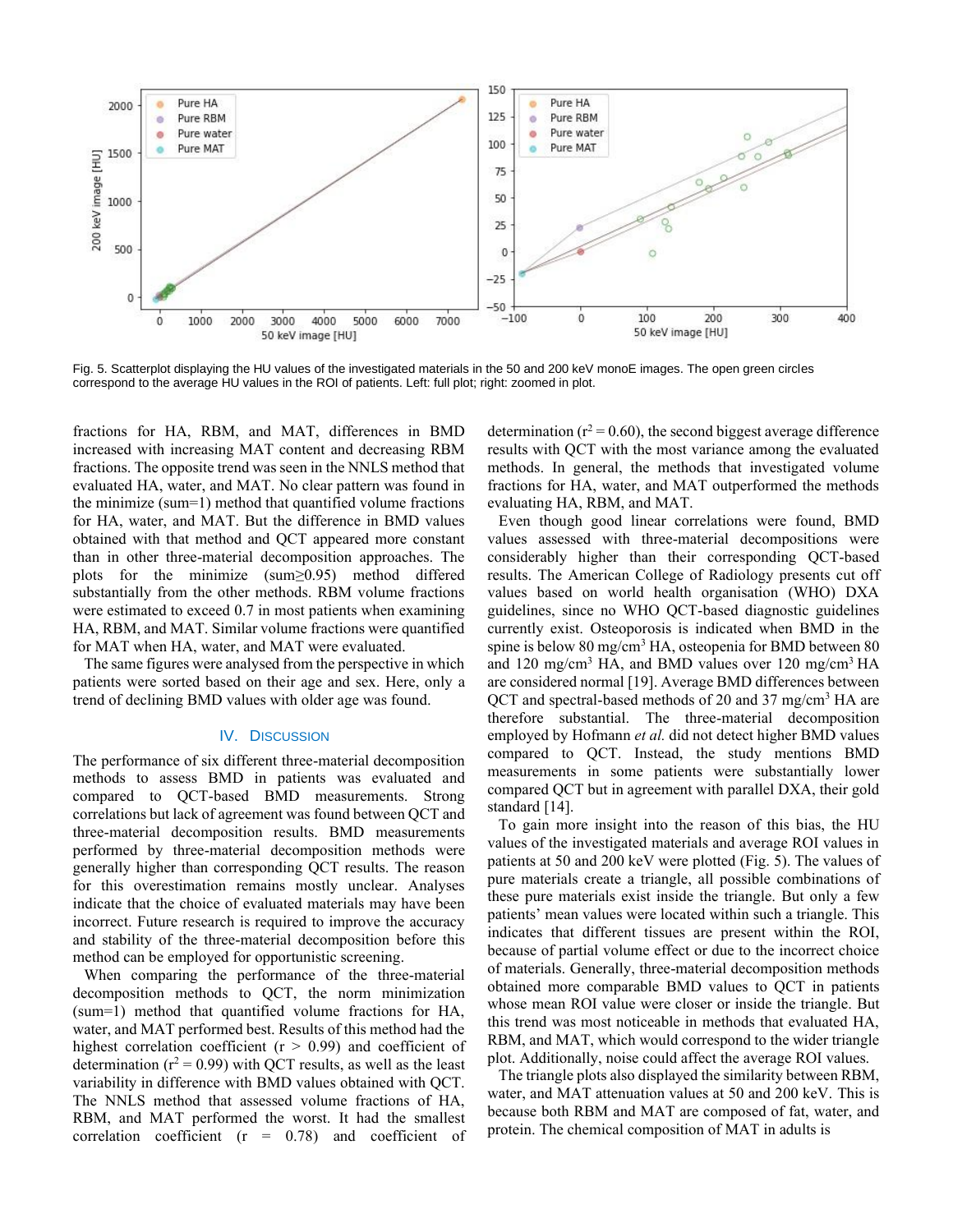Fig. 5. Scatterplot displaying the HU values of the investigated materials in the 50 and 200 keV monoE images. The open green circles correspond to the average HU values in the ROI of patients. Left: full plot; right: zoomed in plot.

fractions for HA, RBM, and MAT, differences in BMD increased with increasing MAT content and decreasing RBM fractions. The opposite trend was seen in the NNLS method that evaluated HA, water, and MAT. No clear pattern was found in the minimize (sum=1) method that quantified volume fractions for HA, water, and MAT. But the difference in BMD values obtained with that method and QCT appeared more constant than in other three-material decomposition approaches. The plots for the minimize (sum≥0.95) method differed substantially from the other methods. RBM volume fractions were estimated to exceed 0.7 in most patients when examining HA, RBM, and MAT. Similar volume fractions were quantified for MAT when HA, water, and MAT were evaluated.

The same figures were analysed from the perspective in which patients were sorted based on their age and sex. Here, only a trend of declining BMD values with older age was found.

## IV. Discussion

The performance of six different three-material decomposition methods to assess BMD in patients was evaluated and compared to QCT-based BMD measurements. Strong correlations but lack of agreement was found between QCT and three-material decomposition results. BMD measurements performed by three-material decomposition methods were generally higher than corresponding QCT results. The reason for this overestimation remains mostly unclear. Analyses indicate that the choice of evaluated materials may have been incorrect. Future research is required to improve the accuracy and stability of the three-material decomposition before this method can be employed for opportunistic screening.

When comparing the performance of the three-material decomposition methods to QCT, the norm minimization (sum=1) method that quantified volume fractions for HA, water, and MAT performed best. Results of this method had the highest correlation coefficient ($r > 0.99$) and coefficient of determination ($r^2 = 0.99$) with QCT results, as well as the least variability in difference with BMD values obtained with QCT. The NNLS method that assessed volume fractions of HA, RBM, and MAT performed the worst. It had the smallest correlation coefficient ($r = 0.78$) and coefficient of determination ($r^2 = 0.60$), the second biggest average difference results with QCT with the most variance among the evaluated methods. In general, the methods that investigated volume fractions for HA, water, and MAT outperformed the methods evaluating HA, RBM, and MAT.

Even though good linear correlations were found, BMD values assessed with three-material decompositions were considerably higher than their corresponding QCT-based results. The American College of Radiology presents cut off values based on world health organisation (WHO) DXA guidelines, since no WHO QCT-based diagnostic guidelines currently exist. Osteoporosis is indicated when BMD in the spine is below 80 mg/cm$^3$ HA, osteopenia for BMD between 80 and 120 mg/cm$^3$ HA, and BMD values over 120 mg/cm$^3$ HA are considered normal [19]. Average BMD differences between QCT and spectral-based methods of 20 and 37 mg/cm$^3$ HA are therefore substantial. The three-material decomposition employed by Hofmann *et al.* did not detect higher BMD values compared to QCT. Instead, the study mentions BMD measurements in some patients were substantially lower compared QCT but in agreement with parallel DXA, their gold standard [14].

To gain more insight into the reason of this bias, the HU values of the investigated materials and average ROI values in patients at 50 and 200 keV were plotted (Fig. 5). The values of pure materials create a triangle, all possible combinations of these pure materials exist inside the triangle. But only a few patients' mean values were located within such a triangle. This indicates that different tissues are present within the ROI, because of partial volume effect or due to the incorrect choice of materials. Generally, three-material decomposition methods obtained more comparable BMD values to QCT in patients whose mean ROI value were closer or inside the triangle. But this trend was most noticeable in methods that evaluated HA, RBM, and MAT, which would correspond to the wider triangle plot. Additionally, noise could affect the average ROI values.

The triangle plots also displayed the similarity between RBM, water, and MAT attenuation values at 50 and 200 keV. This is because both RBM and MAT are composed of fat, water, and protein. The chemical composition of MAT in adults is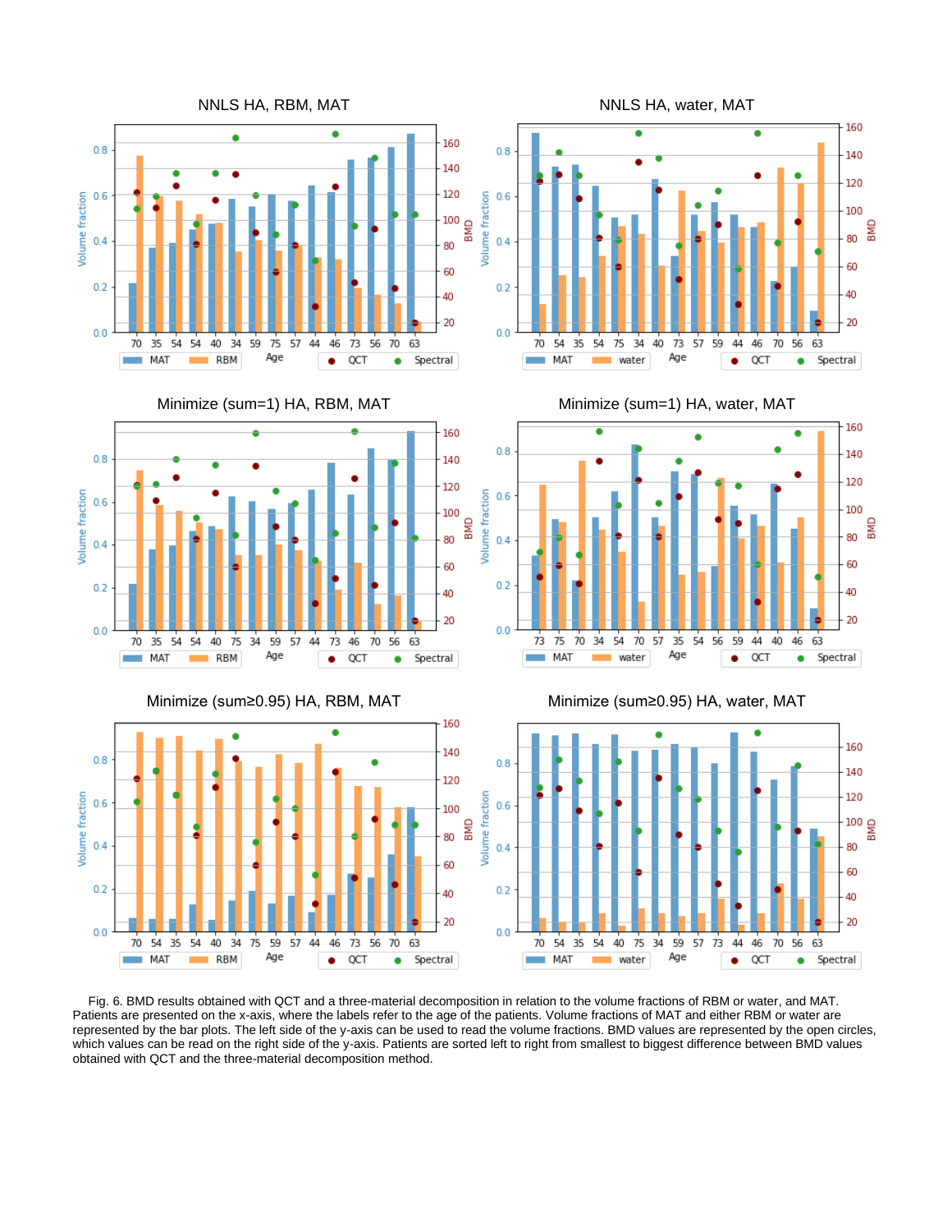Fig. 6. BMD results obtained with QCT and a three-material decomposition in relation to the volume fractions of RBM or water, and MAT. Patients are presented on the x-axis, where the labels refer to the age of the patients. Volume fractions of MAT and either RBM or water are represented by the bar plots. The left side of the y-axis can be used to read the volume fractions. BMD values are represented by the open circles, which values can be read on the right side of the y-axis. Patients are sorted left to right from smallest to biggest difference between BMD values obtained with QCT and the three-material decomposition method.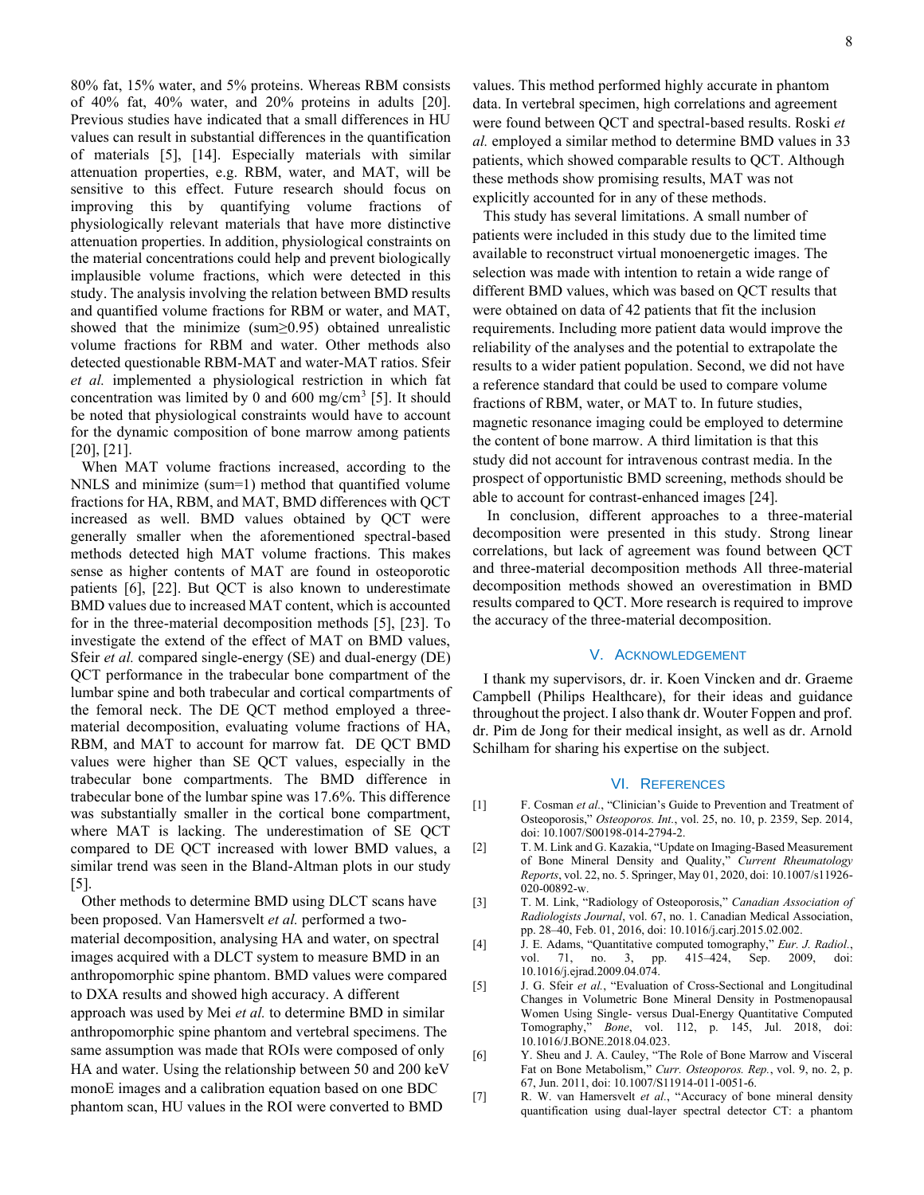80% fat, 15% water, and 5% proteins. Whereas RBM consists of 40% fat, 40% water, and 20% proteins in adults [20]. Previous studies have indicated that a small differences in HU values can result in substantial differences in the quantification of materials [5], [14]. Especially materials with similar attenuation properties, e.g. RBM, water, and MAT, will be sensitive to this effect. Future research should focus on improving this by quantifying volume fractions of physiologically relevant materials that have more distinctive attenuation properties. In addition, physiological constraints on the material concentrations could help and prevent biologically implausible volume fractions, which were detected in this study. The analysis involving the relation between BMD results and quantified volume fractions for RBM or water, and MAT, showed that the minimize (sum≥0.95) obtained unrealistic volume fractions for RBM and water. Other methods also detected questionable RBM-MAT and water-MAT ratios. Sfeir *et al.* implemented a physiological restriction in which fat concentration was limited by 0 and 600 mg/cm$^3$ [5]. It should be noted that physiological constraints would have to account for the dynamic composition of bone marrow among patients [20], [21].

When MAT volume fractions increased, according to the NNLS and minimize (sum=1) method that quantified volume fractions for HA, RBM, and MAT, BMD differences with QCT increased as well. BMD values obtained by QCT were generally smaller when the aforementioned spectral-based methods detected high MAT volume fractions. This makes sense as higher contents of MAT are found in osteoporotic patients [6], [22]. But QCT is also known to underestimate BMD values due to increased MAT content, which is accounted for in the three-material decomposition methods [5], [23]. To investigate the extend of the effect of MAT on BMD values, Sfeir *et al.* compared single-energy (SE) and dual-energy (DE) QCT performance in the trabecular bone compartment of the lumbar spine and both trabecular and cortical compartments of the femoral neck. The DE QCT method employed a three-material decomposition, evaluating volume fractions of HA, RBM, and MAT to account for marrow fat. DE QCT BMD values were higher than SE QCT values, especially in the trabecular bone compartments. The BMD difference in trabecular bone of the lumbar spine was 17.6%. This difference was substantially smaller in the cortical bone compartment, where MAT is lacking. The underestimation of SE QCT compared to DE QCT increased with lower BMD values, a similar trend was seen in the Bland-Altman plots in our study [5].

Other methods to determine BMD using DLCT scans have been proposed. Van Hamersvelt *et al.* performed a two-material decomposition, analysing HA and water, on spectral images acquired with a DLCT system to measure BMD in an anthropomorphic spine phantom. BMD values were compared to DXA results and showed high accuracy. A different approach was used by Mei *et al.* to determine BMD in similar anthropomorphic spine phantom and vertebral specimens. The same assumption was made that ROIs were composed of only HA and water. Using the relationship between 50 and 200 keV monoE images and a calibration equation based on one BDC phantom scan, HU values in the ROI were converted to BMD values. This method performed highly accurate in phantom data. In vertebral specimen, high correlations and agreement were found between QCT and spectral-based results. Roski *et al.* employed a similar method to determine BMD values in 33 patients, which showed comparable results to QCT. Although these methods show promising results, MAT was not explicitly accounted for in any of these methods.

This study has several limitations. A small number of patients were included in this study due to the limited time available to reconstruct virtual monoenergetic images. The selection was made with intention to retain a wide range of different BMD values, which was based on QCT results that were obtained on data of 42 patients that fit the inclusion requirements. Including more patient data would improve the reliability of the analyses and the potential to extrapolate the results to a wider patient population. Second, we did not have a reference standard that could be used to compare volume fractions of RBM, water, or MAT to. In future studies, magnetic resonance imaging could be employed to determine the content of bone marrow. A third limitation is that this study did not account for intravenous contrast media. In the prospect of opportunistic BMD screening, methods should be able to account for contrast-enhanced images [24].

In conclusion, different approaches to a three-material decomposition were presented in this study. Strong linear correlations, but lack of agreement was found between QCT and three-material decomposition methods All three-material decomposition methods showed an overestimation in BMD results compared to QCT. More research is required to improve the accuracy of the three-material decomposition.

## V. Acknowledgement

I thank my supervisors, dr. ir. Koen Vincken and dr. Graeme Campbell (Philips Healthcare), for their ideas and guidance throughout the project. I also thank dr. Wouter Foppen and prof. dr. Pim de Jong for their medical insight, as well as dr. Arnold Schilham for sharing his expertise on the subject.

## VI. References

[1] F. Cosman *et al.*, "Clinician's Guide to Prevention and Treatment of Osteoporosis," *Osteoporos. Int.*, vol. 25, no. 10, p. 2359, Sep. 2014, doi: 10.1007/S00198-014-2794-2.

[2] T. M. Link and G. Kazakia, "Update on Imaging-Based Measurement of Bone Mineral Density and Quality," *Current Rheumatology Reports*, vol. 22, no. 5. Springer, May 01, 2020, doi: 10.1007/s11926-020-00892-w.

[3] T. M. Link, "Radiology of Osteoporosis," *Canadian Association of Radiologists Journal*, vol. 67, no. 1. Canadian Medical Association, pp. 28–40, Feb. 01, 2016, doi: 10.1016/j.carj.2015.02.002.

[4] J. E. Adams, "Quantitative computed tomography," *Eur. J. Radiol.*, vol. 71, no. 3, pp. 415–424, Sep. 2009, doi: 10.1016/j.ejrad.2009.04.074.

[5] J. G. Sfeir *et al.*, "Evaluation of Cross-Sectional and Longitudinal Changes in Volumetric Bone Mineral Density in Postmenopausal Women Using Single- versus Dual-Energy Quantitative Computed Tomography," *Bone*, vol. 112, p. 145, Jul. 2018, doi: 10.1016/J.BONE.2018.04.023.

[6] Y. Sheu and J. A. Cauley, "The Role of Bone Marrow and Visceral Fat on Bone Metabolism," *Curr. Osteoporos. Rep.*, vol. 9, no. 2, p. 67, Jun. 2011, doi: 10.1007/S11914-011-0051-6.

[7] R. W. van Hamersvelt *et al.*, "Accuracy of bone mineral density quantification using dual-layer spectral detector CT: a phantom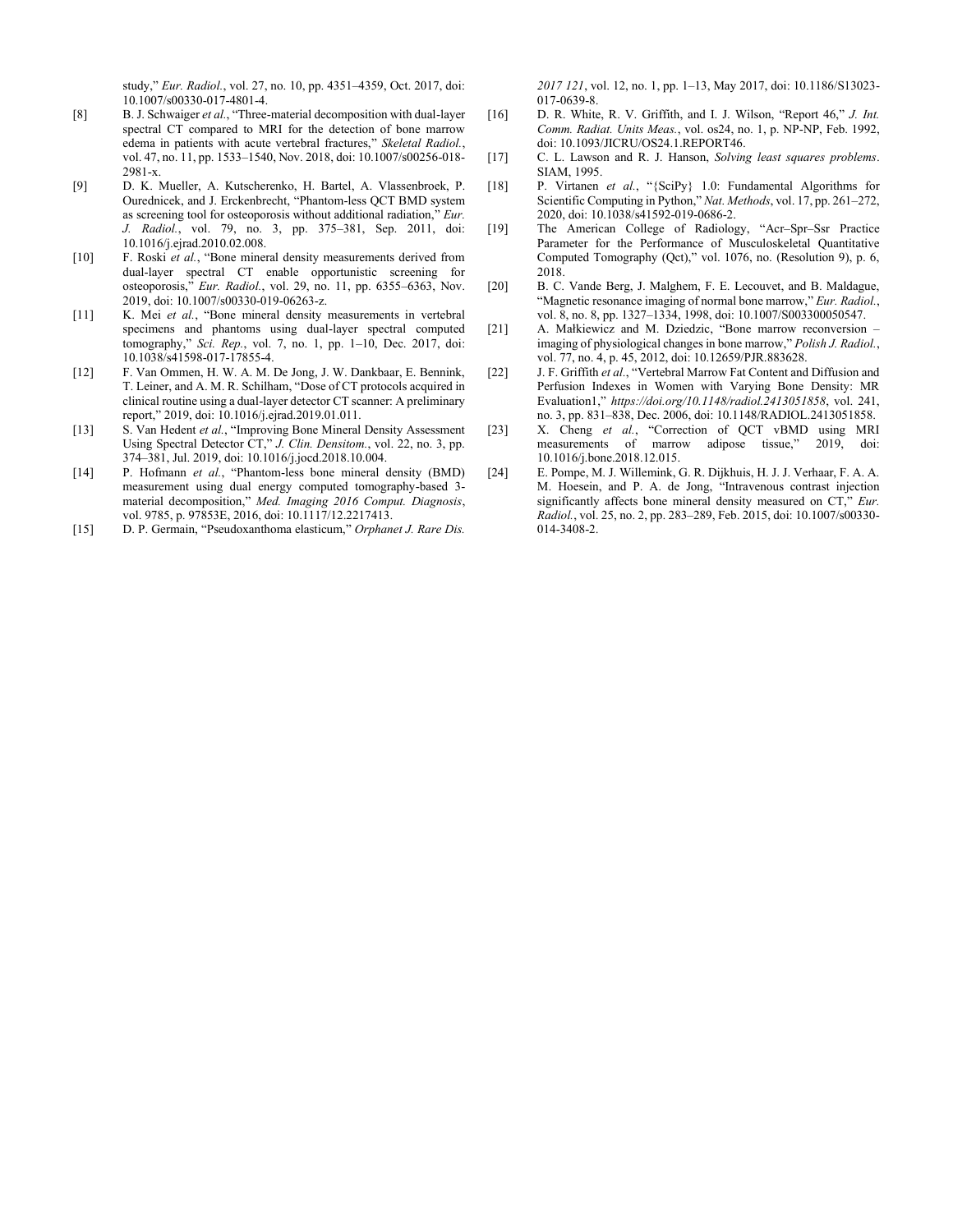study," *Eur. Radiol.*, vol. 27, no. 10, pp. 4351–4359, Oct. 2017, doi: 10.1007/s00330-017-4801-4.

[8] B. J. Schwaiger *et al.*, "Three-material decomposition with dual-layer spectral CT compared to MRI for the detection of bone marrow edema in patients with acute vertebral fractures," *Skeletal Radiol.*, vol. 47, no. 11, pp. 1533–1540, Nov. 2018, doi: 10.1007/s00256-018-2981-x.

[9] D. K. Mueller, A. Kutscherenko, H. Bartel, A. Vlassenbroek, P. Ourednicek, and J. Erckenbrecht, "Phantom-less QCT BMD system as screening tool for osteoporosis without additional radiation," *Eur. J. Radiol.*, vol. 79, no. 3, pp. 375–381, Sep. 2011, doi: 10.1016/j.ejrad.2010.02.008.

[10] F. Roski *et al.*, "Bone mineral density measurements derived from dual-layer spectral CT enable opportunistic screening for osteoporosis," *Eur. Radiol.*, vol. 29, no. 11, pp. 6355–6363, Nov. 2019, doi: 10.1007/s00330-019-06263-z.

[11] K. Mei *et al.*, "Bone mineral density measurements in vertebral specimens and phantoms using dual-layer spectral computed tomography," *Sci. Rep.*, vol. 7, no. 1, pp. 1–10, Dec. 2017, doi: 10.1038/s41598-017-17855-4.

[12] F. Van Ommen, H. W. A. M. De Jong, J. W. Dankbaar, E. Bennink, T. Leiner, and A. M. R. Schilham, "Dose of CT protocols acquired in clinical routine using a dual-layer detector CT scanner: A preliminary report," 2019, doi: 10.1016/j.ejrad.2019.01.011.

[13] S. Van Hedent *et al.*, "Improving Bone Mineral Density Assessment Using Spectral Detector CT," *J. Clin. Densitom.*, vol. 22, no. 3, pp. 374–381, Jul. 2019, doi: 10.1016/j.jocd.2018.10.004.

[14] P. Hofmann *et al.*, "Phantom-less bone mineral density (BMD) measurement using dual energy computed tomography-based 3-material decomposition," *Med. Imaging 2016 Comput. Diagnosis*, vol. 9785, p. 97853E, 2016, doi: 10.1117/12.2217413.

[15] D. P. Germain, "Pseudoxanthoma elasticum," *Orphanet J. Rare Dis. 2017 121*, vol. 12, no. 1, pp. 1–13, May 2017, doi: 10.1186/S13023-017-0639-8.

[16] D. R. White, R. V. Griffith, and I. J. Wilson, "Report 46," *J. Int. Comm. Radiat. Units Meas.*, vol. os24, no. 1, p. NP-NP, Feb. 1992, doi: 10.1093/JICRU/OS24.1.REPORT46.

[17] C. L. Lawson and R. J. Hanson, *Solving least squares problems*. SIAM, 1995.

[18] P. Virtanen *et al.*, "{SciPy} 1.0: Fundamental Algorithms for Scientific Computing in Python," *Nat. Methods*, vol. 17, pp. 261–272, 2020, doi: 10.1038/s41592-019-0686-2.

[19] The American College of Radiology, "Acr–Spr–Ssr Practice Parameter for the Performance of Musculoskeletal Quantitative Computed Tomography (Qct)," vol. 1076, no. (Resolution 9), p. 6, 2018.

[20] B. C. Vande Berg, J. Malghem, F. E. Lecouvet, and B. Maldague, "Magnetic resonance imaging of normal bone marrow," *Eur. Radiol.*, vol. 8, no. 8, pp. 1327–1334, 1998, doi: 10.1007/S003300050547.

[21] A. Małkiewicz and M. Dziedzic, "Bone marrow reconversion – imaging of physiological changes in bone marrow," *Polish J. Radiol.*, vol. 77, no. 4, p. 45, 2012, doi: 10.12659/PJR.883628.

[22] J. F. Griffith *et al.*, "Vertebral Marrow Fat Content and Diffusion and Perfusion Indexes in Women with Varying Bone Density: MR Evaluation1," *https://doi.org/10.1148/radiol.2413051858*, vol. 241, no. 3, pp. 831–838, Dec. 2006, doi: 10.1148/RADIOL.2413051858.

[23] X. Cheng *et al.*, "Correction of QCT vBMD using MRI measurements of marrow adipose tissue," 2019, doi: 10.1016/j.bone.2018.12.015.

[24] E. Pompe, M. J. Willemink, G. R. Dijkhuis, H. J. J. Verhaar, F. A. A. M. Hoesein, and P. A. de Jong, "Intravenous contrast injection significantly affects bone mineral density measured on CT," *Eur. Radiol.*, vol. 25, no. 2, pp. 283–289, Feb. 2015, doi: 10.1007/s00330-014-3408-2.